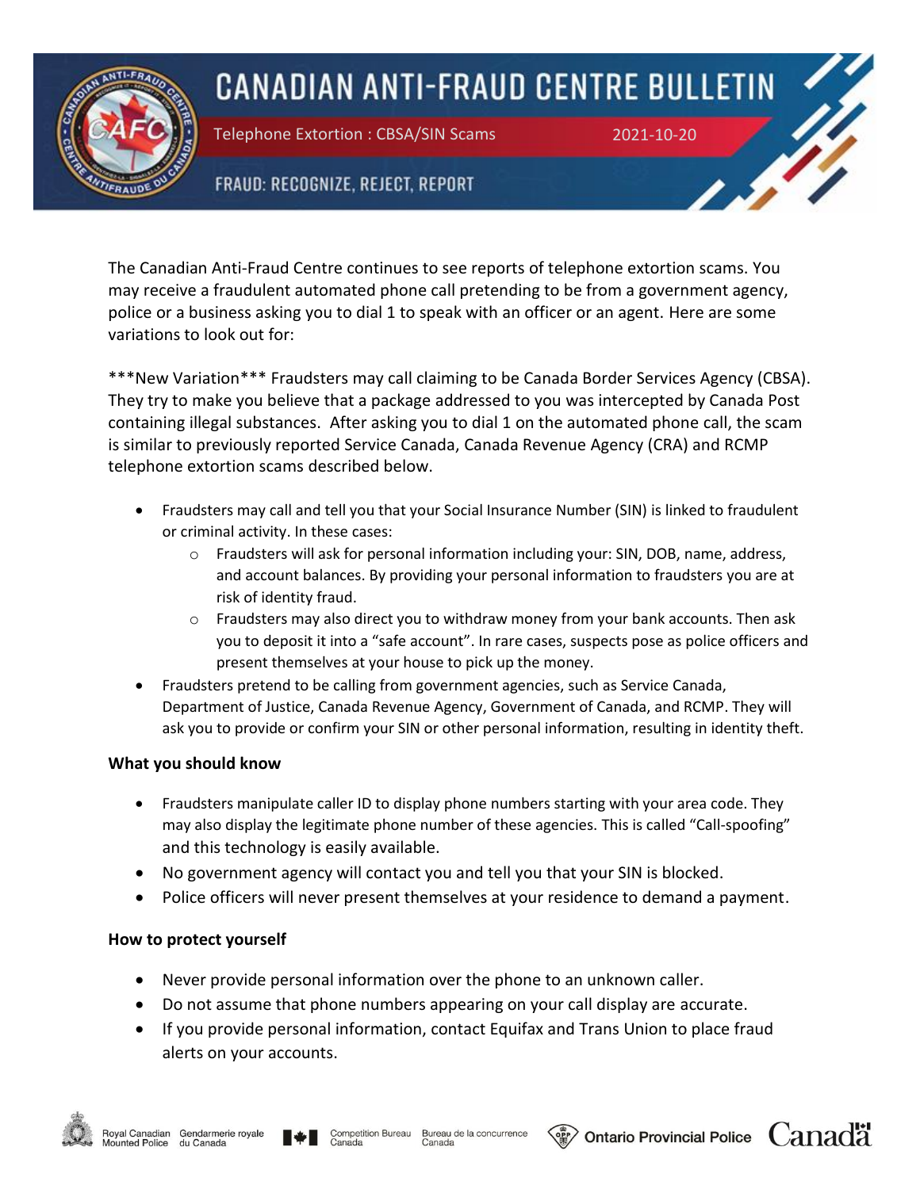# CANADIAN ANTI-FRAUD CENTRE BULLETIN

Telephone Extortion : CBSA/SIN Scams

2021-10-20

FRAUD: RECOGNIZE, REJECT, REPORT

The Canadian Anti-Fraud Centre continues to see reports of telephone extortion scams. You may receive a fraudulent automated phone call pretending to be from a government agency, police or a business asking you to dial 1 to speak with an officer or an agent. Here are some variations to look out for:

***New Variation*** Fraudsters may call claiming to be Canada Border Services Agency (CBSA). They try to make you believe that a package addressed to you was intercepted by Canada Post containing illegal substances. After asking you to dial 1 on the automated phone call, the scam is similar to previously reported Service Canada, Canada Revenue Agency (CRA) and RCMP telephone extortion scams described below.

- Fraudsters may call and tell you that your Social Insurance Number (SIN) is linked to fraudulent or criminal activity. In these cases:
  - Fraudsters will ask for personal information including your: SIN, DOB, name, address, and account balances. By providing your personal information to fraudsters you are at risk of identity fraud.
  - Fraudsters may also direct you to withdraw money from your bank accounts. Then ask you to deposit it into a "safe account". In rare cases, suspects pose as police officers and present themselves at your house to pick up the money.
- Fraudsters pretend to be calling from government agencies, such as Service Canada, Department of Justice, Canada Revenue Agency, Government of Canada, and RCMP. They will ask you to provide or confirm your SIN or other personal information, resulting in identity theft.

### What you should know

- Fraudsters manipulate caller ID to display phone numbers starting with your area code. They may also display the legitimate phone number of these agencies. This is called "Call-spoofing" and this technology is easily available.
- No government agency will contact you and tell you that your SIN is blocked.
- Police officers will never present themselves at your residence to demand a payment.

### How to protect yourself

- Never provide personal information over the phone to an unknown caller.
- Do not assume that phone numbers appearing on your call display are accurate.
- If you provide personal information, contact Equifax and Trans Union to place fraud alerts on your accounts.

Royal Canadian Mounted Police | Gendarmerie royale du Canada | Competition Bureau Canada | Bureau de la concurrence Canada | Ontario Provincial Police | Canada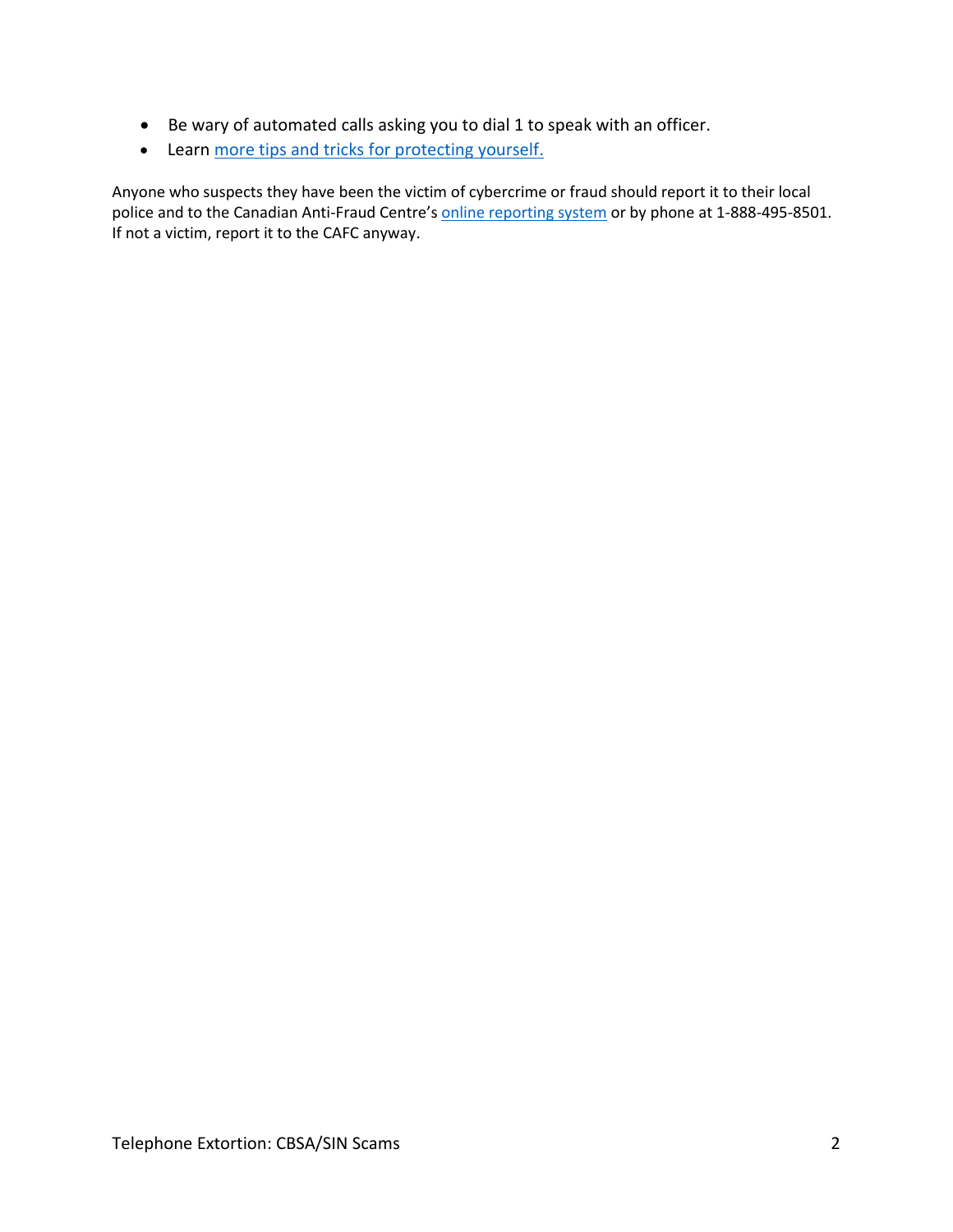- Be wary of automated calls asking you to dial 1 to speak with an officer.
- Learn [more tips and tricks for protecting yourself.]

Anyone who suspects they have been the victim of cybercrime or fraud should report it to their local police and to the Canadian Anti-Fraud Centre's [online reporting system] or by phone at 1-888-495-8501. If not a victim, report it to the CAFC anyway.